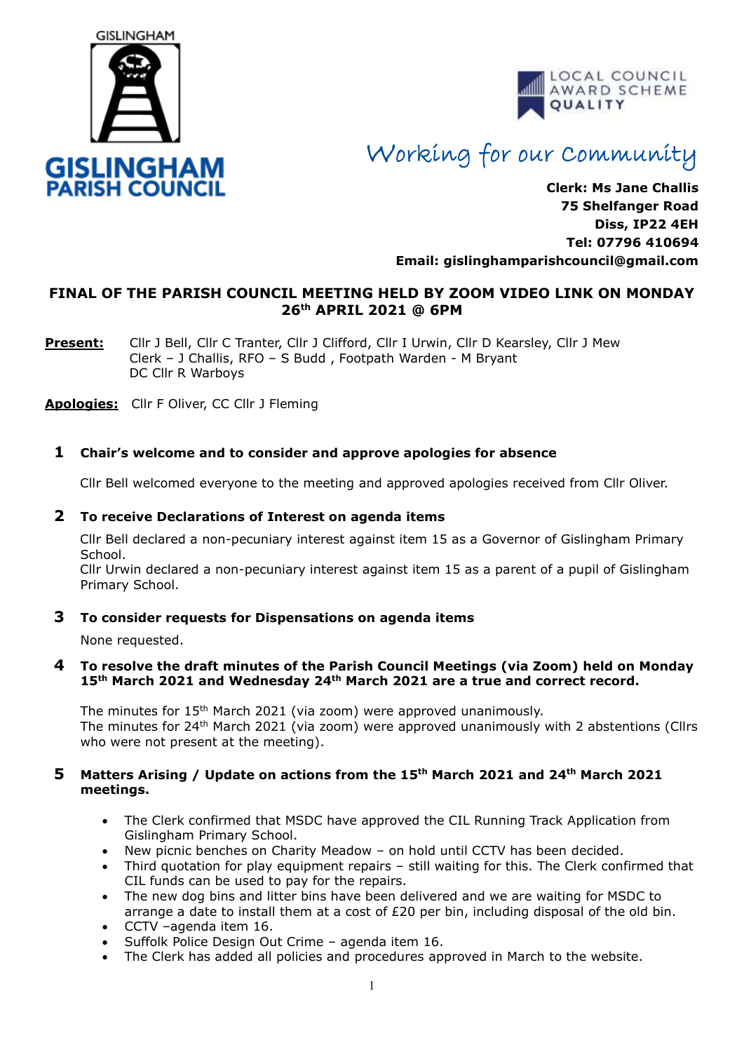GISLINGHAM

**GISLINGHAM PARISH COUNCIL**

LOCAL COUNCIL AWARD SCHEME QUALITY

*Working for our Community*

**Clerk: Ms Jane Challis**
**75 Shelfanger Road**
**Diss, IP22 4EH**
**Tel: 07796 410694**
**Email: gislinghamparishcouncil@gmail.com**

## FINAL OF THE PARISH COUNCIL MEETING HELD BY ZOOM VIDEO LINK ON MONDAY 26th APRIL 2021 @ 6PM

**Present:** Cllr J Bell, Cllr C Tranter, Cllr J Clifford, Cllr I Urwin, Cllr D Kearsley, Cllr J Mew
Clerk – J Challis, RFO – S Budd , Footpath Warden - M Bryant
DC Cllr R Warboys

**Apologies:** Cllr F Oliver, CC Cllr J Fleming

### 1 Chair's welcome and to consider and approve apologies for absence

Cllr Bell welcomed everyone to the meeting and approved apologies received from Cllr Oliver.

### 2 To receive Declarations of Interest on agenda items

Cllr Bell declared a non-pecuniary interest against item 15 as a Governor of Gislingham Primary School.
Cllr Urwin declared a non-pecuniary interest against item 15 as a parent of a pupil of Gislingham Primary School.

### 3 To consider requests for Dispensations on agenda items

None requested.

### 4 To resolve the draft minutes of the Parish Council Meetings (via Zoom) held on Monday 15th March 2021 and Wednesday 24th March 2021 are a true and correct record.

The minutes for 15th March 2021 (via zoom) were approved unanimously.
The minutes for 24th March 2021 (via zoom) were approved unanimously with 2 abstentions (Cllrs who were not present at the meeting).

### 5 Matters Arising / Update on actions from the 15th March 2021 and 24th March 2021 meetings.

- The Clerk confirmed that MSDC have approved the CIL Running Track Application from Gislingham Primary School.
- New picnic benches on Charity Meadow – on hold until CCTV has been decided.
- Third quotation for play equipment repairs – still waiting for this. The Clerk confirmed that CIL funds can be used to pay for the repairs.
- The new dog bins and litter bins have been delivered and we are waiting for MSDC to arrange a date to install them at a cost of £20 per bin, including disposal of the old bin.
- CCTV –agenda item 16.
- Suffolk Police Design Out Crime – agenda item 16.
- The Clerk has added all policies and procedures approved in March to the website.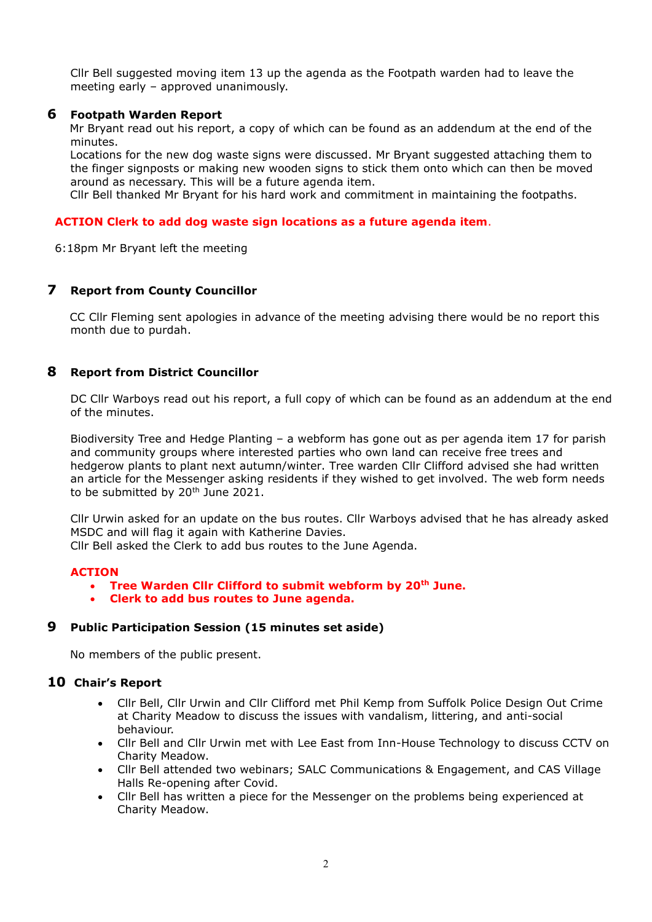Cllr Bell suggested moving item 13 up the agenda as the Footpath warden had to leave the meeting early – approved unanimously.

## 6 Footpath Warden Report

Mr Bryant read out his report, a copy of which can be found as an addendum at the end of the minutes.
Locations for the new dog waste signs were discussed. Mr Bryant suggested attaching them to the finger signposts or making new wooden signs to stick them onto which can then be moved around as necessary. This will be a future agenda item.
Cllr Bell thanked Mr Bryant for his hard work and commitment in maintaining the footpaths.

**ACTION Clerk to add dog waste sign locations as a future agenda item.**

6:18pm Mr Bryant left the meeting

## 7 Report from County Councillor

CC Cllr Fleming sent apologies in advance of the meeting advising there would be no report this month due to purdah.

## 8 Report from District Councillor

DC Cllr Warboys read out his report, a full copy of which can be found as an addendum at the end of the minutes.

Biodiversity Tree and Hedge Planting – a webform has gone out as per agenda item 17 for parish and community groups where interested parties who own land can receive free trees and hedgerow plants to plant next autumn/winter. Tree warden Cllr Clifford advised she had written an article for the Messenger asking residents if they wished to get involved. The web form needs to be submitted by 20th June 2021.

Cllr Urwin asked for an update on the bus routes. Cllr Warboys advised that he has already asked MSDC and will flag it again with Katherine Davies.
Cllr Bell asked the Clerk to add bus routes to the June Agenda.

**ACTION**

- **Tree Warden Cllr Clifford to submit webform by 20th June.**
- **Clerk to add bus routes to June agenda.**

## 9 Public Participation Session (15 minutes set aside)

No members of the public present.

## 10 Chair's Report

- Cllr Bell, Cllr Urwin and Cllr Clifford met Phil Kemp from Suffolk Police Design Out Crime at Charity Meadow to discuss the issues with vandalism, littering, and anti-social behaviour.
- Cllr Bell and Cllr Urwin met with Lee East from Inn-House Technology to discuss CCTV on Charity Meadow.
- Cllr Bell attended two webinars; SALC Communications & Engagement, and CAS Village Halls Re-opening after Covid.
- Cllr Bell has written a piece for the Messenger on the problems being experienced at Charity Meadow.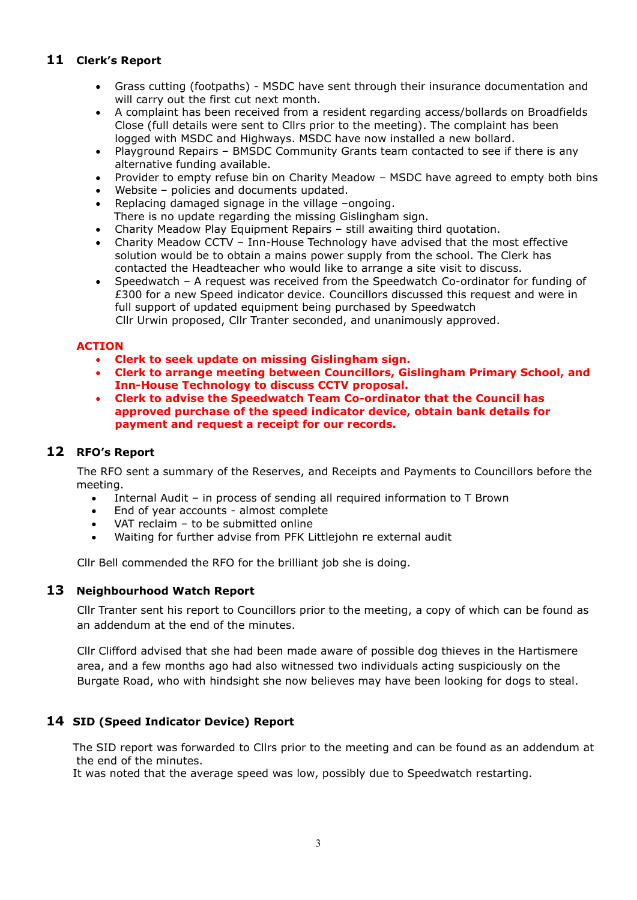## 11 Clerk's Report

- Grass cutting (footpaths) - MSDC have sent through their insurance documentation and will carry out the first cut next month.
- A complaint has been received from a resident regarding access/bollards on Broadfields Close (full details were sent to Cllrs prior to the meeting). The complaint has been logged with MSDC and Highways. MSDC have now installed a new bollard.
- Playground Repairs – BMSDC Community Grants team contacted to see if there is any alternative funding available.
- Provider to empty refuse bin on Charity Meadow – MSDC have agreed to empty both bins
- Website – policies and documents updated.
- Replacing damaged signage in the village –ongoing.
  There is no update regarding the missing Gislingham sign.
- Charity Meadow Play Equipment Repairs – still awaiting third quotation.
- Charity Meadow CCTV – Inn-House Technology have advised that the most effective solution would be to obtain a mains power supply from the school. The Clerk has contacted the Headteacher who would like to arrange a site visit to discuss.
- Speedwatch – A request was received from the Speedwatch Co-ordinator for funding of £300 for a new Speed indicator device. Councillors discussed this request and were in full support of updated equipment being purchased by Speedwatch
  Cllr Urwin proposed, Cllr Tranter seconded, and unanimously approved.

**ACTION**

- **Clerk to seek update on missing Gislingham sign.**
- **Clerk to arrange meeting between Councillors, Gislingham Primary School, and Inn-House Technology to discuss CCTV proposal.**
- **Clerk to advise the Speedwatch Team Co-ordinator that the Council has approved purchase of the speed indicator device, obtain bank details for payment and request a receipt for our records.**

## 12 RFO's Report

The RFO sent a summary of the Reserves, and Receipts and Payments to Councillors before the meeting.

- Internal Audit – in process of sending all required information to T Brown
- End of year accounts - almost complete
- VAT reclaim – to be submitted online
- Waiting for further advise from PFK Littlejohn re external audit

Cllr Bell commended the RFO for the brilliant job she is doing.

## 13 Neighbourhood Watch Report

Cllr Tranter sent his report to Councillors prior to the meeting, a copy of which can be found as an addendum at the end of the minutes.

Cllr Clifford advised that she had been made aware of possible dog thieves in the Hartismere area, and a few months ago had also witnessed two individuals acting suspiciously on the Burgate Road, who with hindsight she now believes may have been looking for dogs to steal.

## 14 SID (Speed Indicator Device) Report

The SID report was forwarded to Cllrs prior to the meeting and can be found as an addendum at the end of the minutes.
It was noted that the average speed was low, possibly due to Speedwatch restarting.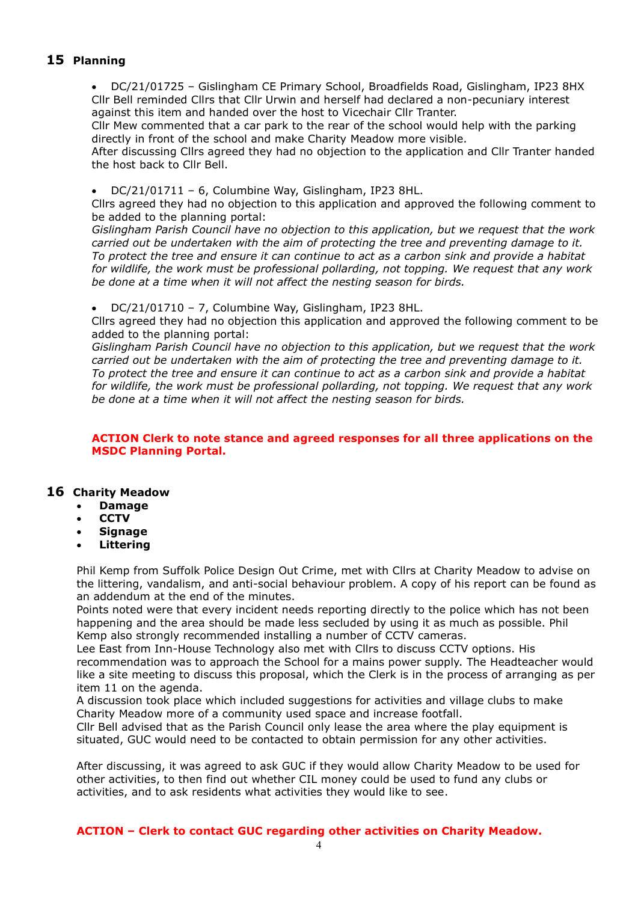## 15 Planning

- DC/21/01725 – Gislingham CE Primary School, Broadfields Road, Gislingham, IP23 8HX

Cllr Bell reminded Cllrs that Cllr Urwin and herself had declared a non-pecuniary interest against this item and handed over the host to Vicechair Cllr Tranter.
Cllr Mew commented that a car park to the rear of the school would help with the parking directly in front of the school and make Charity Meadow more visible.
After discussing Cllrs agreed they had no objection to the application and Cllr Tranter handed the host back to Cllr Bell.

- DC/21/01711 – 6, Columbine Way, Gislingham, IP23 8HL.

Cllrs agreed they had no objection to this application and approved the following comment to be added to the planning portal:
*Gislingham Parish Council have no objection to this application, but we request that the work carried out be undertaken with the aim of protecting the tree and preventing damage to it. To protect the tree and ensure it can continue to act as a carbon sink and provide a habitat for wildlife, the work must be professional pollarding, not topping. We request that any work be done at a time when it will not affect the nesting season for birds.*

- DC/21/01710 – 7, Columbine Way, Gislingham, IP23 8HL.

Cllrs agreed they had no objection this application and approved the following comment to be added to the planning portal:
*Gislingham Parish Council have no objection to this application, but we request that the work carried out be undertaken with the aim of protecting the tree and preventing damage to it. To protect the tree and ensure it can continue to act as a carbon sink and provide a habitat for wildlife, the work must be professional pollarding, not topping. We request that any work be done at a time when it will not affect the nesting season for birds.*

**ACTION Clerk to note stance and agreed responses for all three applications on the MSDC Planning Portal.**

## 16 Charity Meadow

- **Damage**
- **CCTV**
- **Signage**
- **Littering**

Phil Kemp from Suffolk Police Design Out Crime, met with Cllrs at Charity Meadow to advise on the littering, vandalism, and anti-social behaviour problem. A copy of his report can be found as an addendum at the end of the minutes.
Points noted were that every incident needs reporting directly to the police which has not been happening and the area should be made less secluded by using it as much as possible. Phil Kemp also strongly recommended installing a number of CCTV cameras.
Lee East from Inn-House Technology also met with Cllrs to discuss CCTV options. His recommendation was to approach the School for a mains power supply. The Headteacher would like a site meeting to discuss this proposal, which the Clerk is in the process of arranging as per item 11 on the agenda.
A discussion took place which included suggestions for activities and village clubs to make Charity Meadow more of a community used space and increase footfall.
Cllr Bell advised that as the Parish Council only lease the area where the play equipment is situated, GUC would need to be contacted to obtain permission for any other activities.

After discussing, it was agreed to ask GUC if they would allow Charity Meadow to be used for other activities, to then find out whether CIL money could be used to fund any clubs or activities, and to ask residents what activities they would like to see.

**ACTION – Clerk to contact GUC regarding other activities on Charity Meadow.**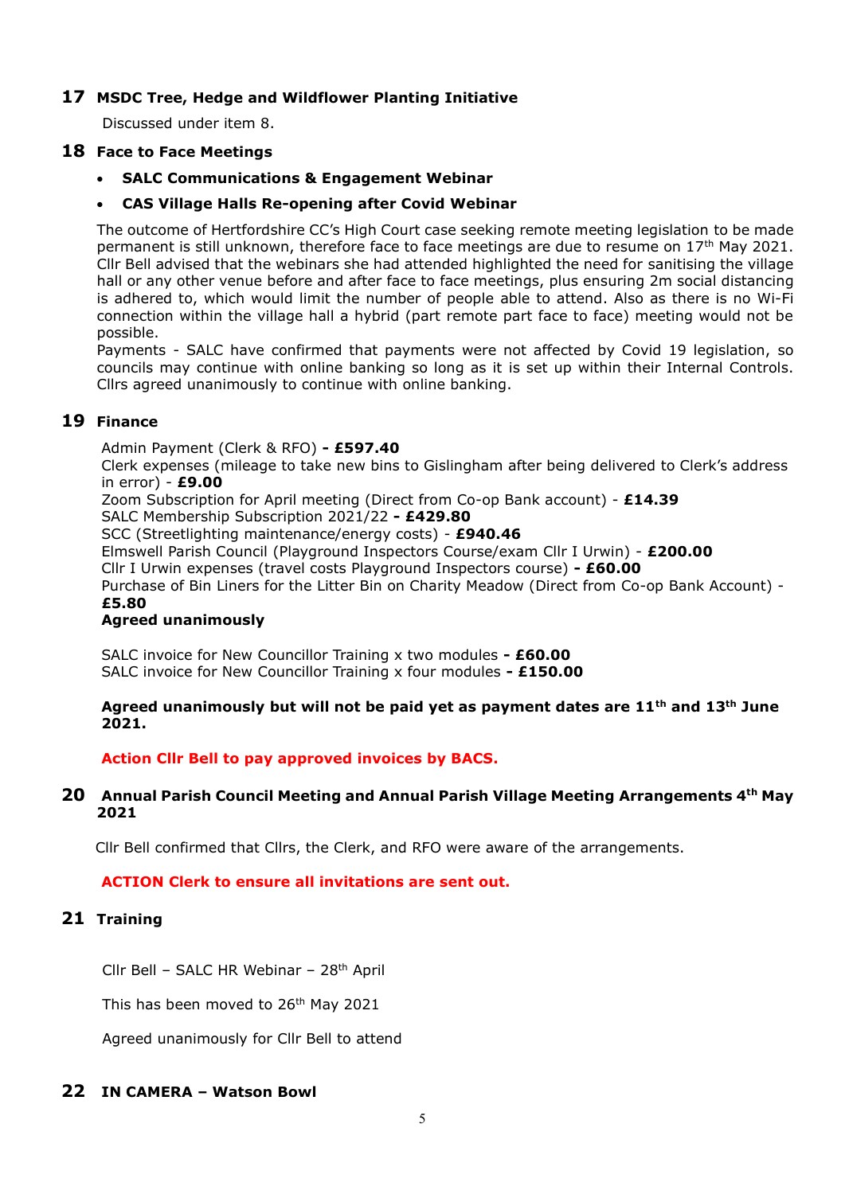## 17 MSDC Tree, Hedge and Wildflower Planting Initiative

Discussed under item 8.

## 18 Face to Face Meetings

- **SALC Communications & Engagement Webinar**
- **CAS Village Halls Re-opening after Covid Webinar**

The outcome of Hertfordshire CC's High Court case seeking remote meeting legislation to be made permanent is still unknown, therefore face to face meetings are due to resume on 17th May 2021. Cllr Bell advised that the webinars she had attended highlighted the need for sanitising the village hall or any other venue before and after face to face meetings, plus ensuring 2m social distancing is adhered to, which would limit the number of people able to attend. Also as there is no Wi-Fi connection within the village hall a hybrid (part remote part face to face) meeting would not be possible.

Payments - SALC have confirmed that payments were not affected by Covid 19 legislation, so councils may continue with online banking so long as it is set up within their Internal Controls. Cllrs agreed unanimously to continue with online banking.

## 19 Finance

Admin Payment (Clerk & RFO) **- £597.40**
Clerk expenses (mileage to take new bins to Gislingham after being delivered to Clerk's address in error) - **£9.00**
Zoom Subscription for April meeting (Direct from Co-op Bank account) - **£14.39**
SALC Membership Subscription 2021/22 **- £429.80**
SCC (Streetlighting maintenance/energy costs) - **£940.46**
Elmswell Parish Council (Playground Inspectors Course/exam Cllr I Urwin) - **£200.00**
Cllr I Urwin expenses (travel costs Playground Inspectors course) **- £60.00**
Purchase of Bin Liners for the Litter Bin on Charity Meadow (Direct from Co-op Bank Account) - **£5.80**
**Agreed unanimously**

SALC invoice for New Councillor Training x two modules **- £60.00**
SALC invoice for New Councillor Training x four modules **- £150.00**

**Agreed unanimously but will not be paid yet as payment dates are 11th and 13th June 2021.**

**Action Cllr Bell to pay approved invoices by BACS.**

## 20 Annual Parish Council Meeting and Annual Parish Village Meeting Arrangements 4th May 2021

Cllr Bell confirmed that Cllrs, the Clerk, and RFO were aware of the arrangements.

**ACTION Clerk to ensure all invitations are sent out.**

## 21 Training

Cllr Bell – SALC HR Webinar – 28th April

This has been moved to 26th May 2021

Agreed unanimously for Cllr Bell to attend

## 22 IN CAMERA – Watson Bowl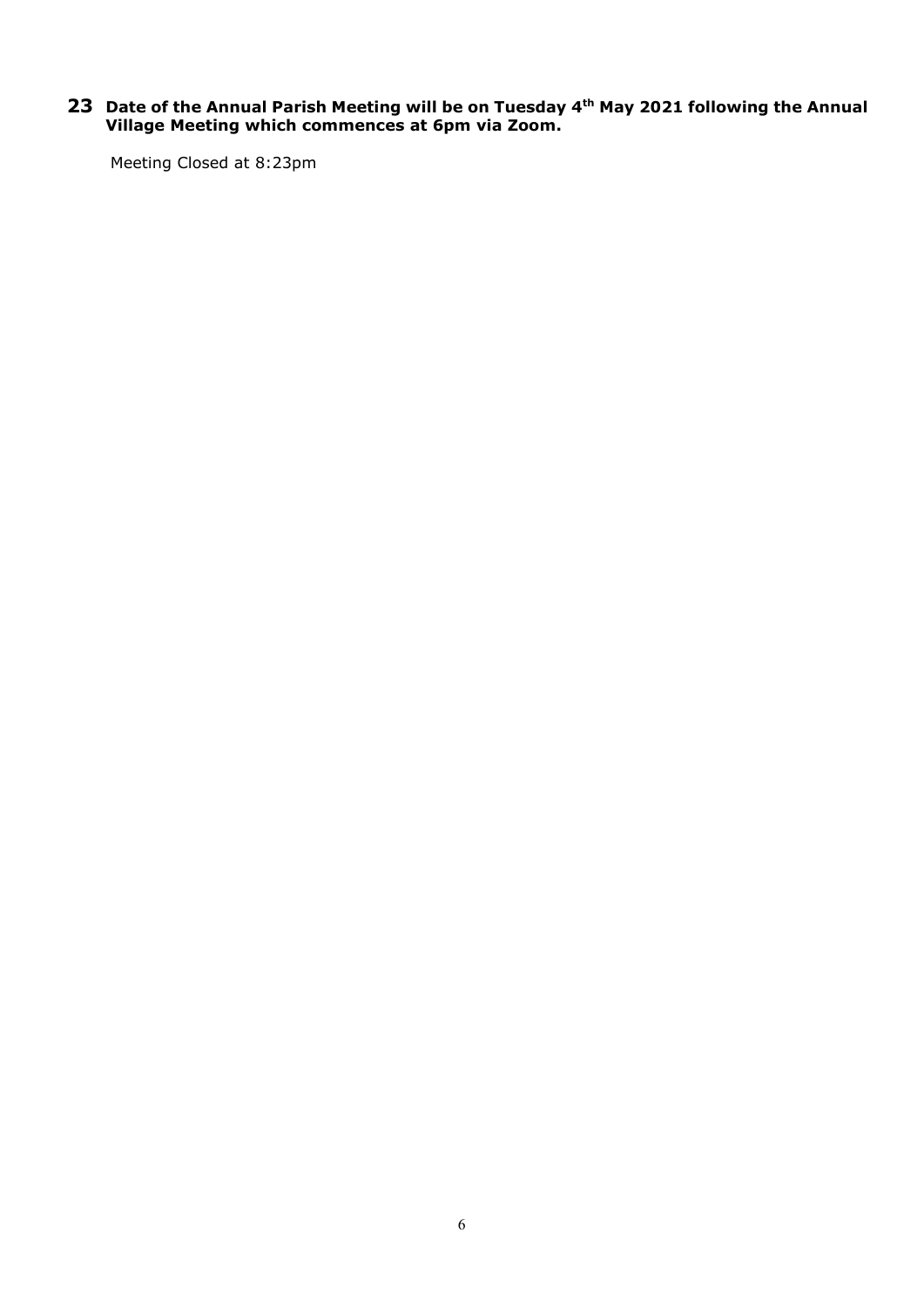**23 Date of the Annual Parish Meeting will be on Tuesday 4th May 2021 following the Annual Village Meeting which commences at 6pm via Zoom.**

Meeting Closed at 8:23pm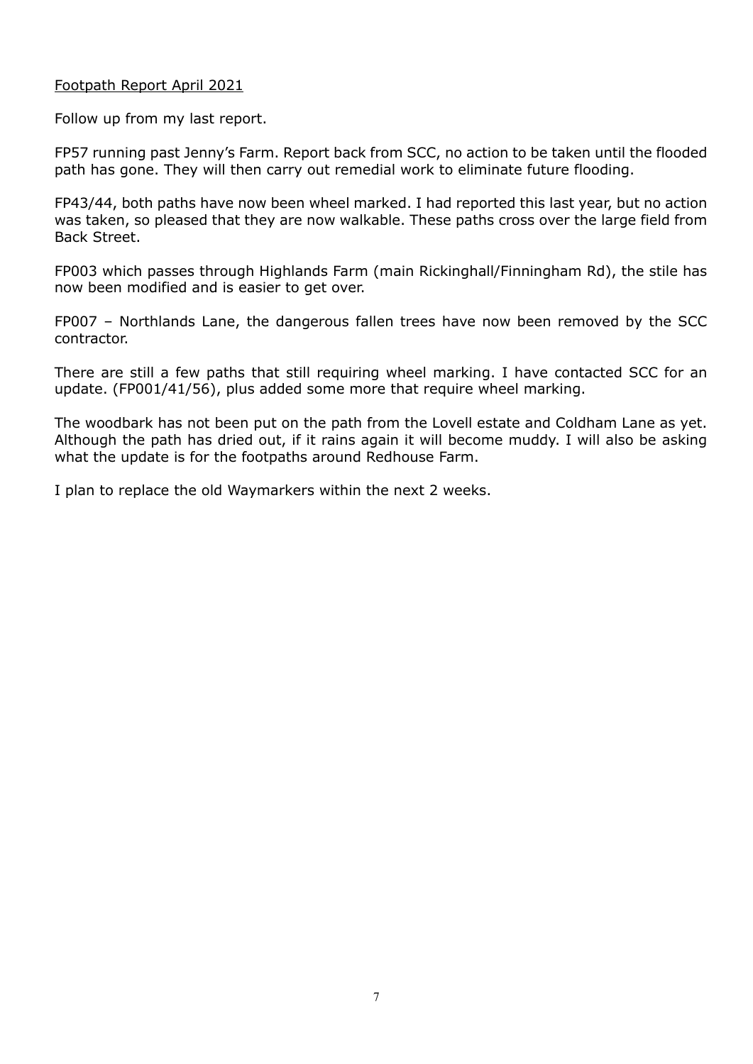<u>Footpath Report April 2021</u>

Follow up from my last report.

FP57 running past Jenny's Farm. Report back from SCC, no action to be taken until the flooded path has gone. They will then carry out remedial work to eliminate future flooding.

FP43/44, both paths have now been wheel marked. I had reported this last year, but no action was taken, so pleased that they are now walkable. These paths cross over the large field from Back Street.

FP003 which passes through Highlands Farm (main Rickinghall/Finningham Rd), the stile has now been modified and is easier to get over.

FP007 – Northlands Lane, the dangerous fallen trees have now been removed by the SCC contractor.

There are still a few paths that still requiring wheel marking. I have contacted SCC for an update. (FP001/41/56), plus added some more that require wheel marking.

The woodbark has not been put on the path from the Lovell estate and Coldham Lane as yet. Although the path has dried out, if it rains again it will become muddy. I will also be asking what the update is for the footpaths around Redhouse Farm.

I plan to replace the old Waymarkers within the next 2 weeks.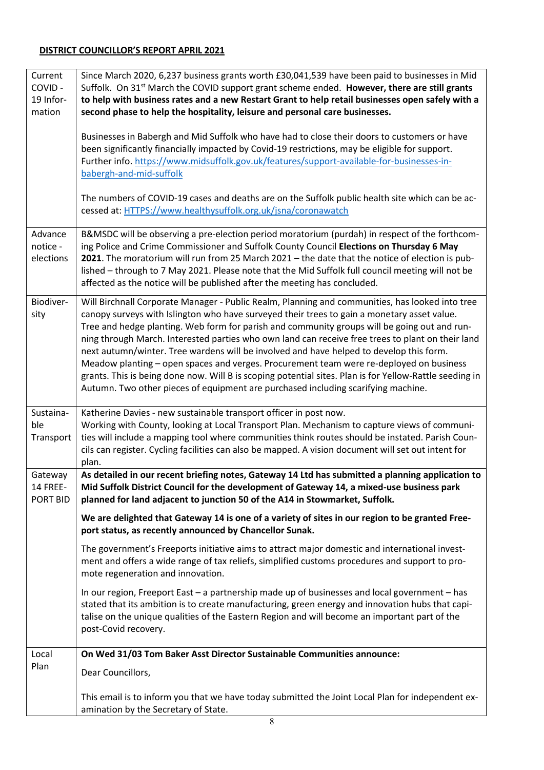## DISTRICT COUNCILLOR'S REPORT APRIL 2021

| | |
|---|---|
| Current COVID - 19 Information | Since March 2020, 6,237 business grants worth £30,041,539 have been paid to businesses in Mid Suffolk. On 31st March the COVID support grant scheme ended. **However, there are still grants to help with business rates and a new Restart Grant to help retail businesses open safely with a second phase to help the hospitality, leisure and personal care businesses.**<br><br>Businesses in Babergh and Mid Suffolk who have had to close their doors to customers or have been significantly financially impacted by Covid-19 restrictions, may be eligible for support. Further info. https://www.midsuffolk.gov.uk/features/support-available-for-businesses-in-babergh-and-mid-suffolk<br><br>The numbers of COVID-19 cases and deaths are on the Suffolk public health site which can be accessed at: HTTPS://www.healthysuffolk.org.uk/jsna/coronawatch |
| Advance notice - elections | B&MSDC will be observing a pre-election period moratorium (purdah) in respect of the forthcoming Police and Crime Commissioner and Suffolk County Council **Elections on Thursday 6 May 2021**. The moratorium will run from 25 March 2021 – the date that the notice of election is published – through to 7 May 2021. Please note that the Mid Suffolk full council meeting will not be affected as the notice will be published after the meeting has concluded. |
| Biodiversity | Will Birchnall Corporate Manager - Public Realm, Planning and communities, has looked into tree canopy surveys with Islington who have surveyed their trees to gain a monetary asset value. Tree and hedge planting. Web form for parish and community groups will be going out and running through March. Interested parties who own land can receive free trees to plant on their land next autumn/winter. Tree wardens will be involved and have helped to develop this form. Meadow planting – open spaces and verges. Procurement team were re-deployed on business grants. This is being done now. Will B is scoping potential sites. Plan is for Yellow-Rattle seeding in Autumn. Two other pieces of equipment are purchased including scarifying machine. |
| Sustainable Transport | Katherine Davies - new sustainable transport officer in post now.<br>Working with County, looking at Local Transport Plan. Mechanism to capture views of communities will include a mapping tool where communities think routes should be instated. Parish Councils can register. Cycling facilities can also be mapped. A vision document will set out intent for plan. |
| Gateway 14 FREEPORT BID | **As detailed in our recent briefing notes, Gateway 14 Ltd has submitted a planning application to Mid Suffolk District Council for the development of Gateway 14, a mixed-use business park planned for land adjacent to junction 50 of the A14 in Stowmarket, Suffolk.**<br><br>**We are delighted that Gateway 14 is one of a variety of sites in our region to be granted Freeport status, as recently announced by Chancellor Sunak.**<br><br>The government's Freeports initiative aims to attract major domestic and international investment and offers a wide range of tax reliefs, simplified customs procedures and support to promote regeneration and innovation.<br><br>In our region, Freeport East – a partnership made up of businesses and local government – has stated that its ambition is to create manufacturing, green energy and innovation hubs that capitalise on the unique qualities of the Eastern Region and will become an important part of the post-Covid recovery. |
| Local Plan | **On Wed 31/03 Tom Baker Asst Director Sustainable Communities announce:**<br><br>Dear Councillors,<br><br>This email is to inform you that we have today submitted the Joint Local Plan for independent examination by the Secretary of State. |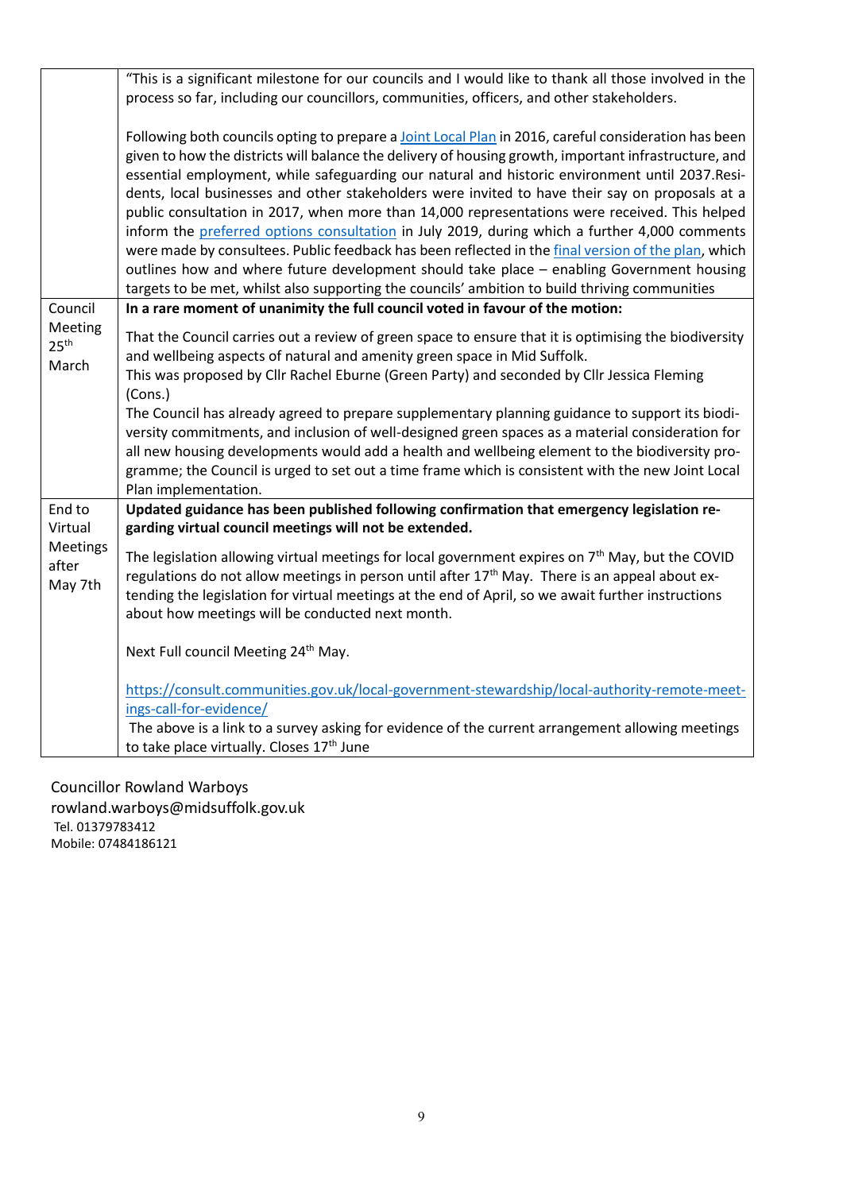| | |
|---|---|
| | "This is a significant milestone for our councils and I would like to thank all those involved in the process so far, including our councillors, communities, officers, and other stakeholders.<br><br>Following both councils opting to prepare a [Joint Local Plan]() in 2016, careful consideration has been given to how the districts will balance the delivery of housing growth, important infrastructure, and essential employment, while safeguarding our natural and historic environment until 2037.Residents, local businesses and other stakeholders were invited to have their say on proposals at a public consultation in 2017, when more than 14,000 representations were received. This helped inform the [preferred options consultation]() in July 2019, during which a further 4,000 comments were made by consultees. Public feedback has been reflected in the [final version of the plan](), which outlines how and where future development should take place – enabling Government housing targets to be met, whilst also supporting the councils' ambition to build thriving communities |
| Council Meeting 25th March | **In a rare moment of unanimity the full council voted in favour of the motion:**<br><br>That the Council carries out a review of green space to ensure that it is optimising the biodiversity and wellbeing aspects of natural and amenity green space in Mid Suffolk.<br>This was proposed by Cllr Rachel Eburne (Green Party) and seconded by Cllr Jessica Fleming (Cons.)<br>The Council has already agreed to prepare supplementary planning guidance to support its biodiversity commitments, and inclusion of well-designed green spaces as a material consideration for all new housing developments would add a health and wellbeing element to the biodiversity programme; the Council is urged to set out a time frame which is consistent with the new Joint Local Plan implementation. |
| End to Virtual Meetings after May 7th | **Updated guidance has been published following confirmation that emergency legislation regarding virtual council meetings will not be extended.**<br><br>The legislation allowing virtual meetings for local government expires on 7th May, but the COVID regulations do not allow meetings in person until after 17th May. There is an appeal about extending the legislation for virtual meetings at the end of April, so we await further instructions about how meetings will be conducted next month.<br><br>Next Full council Meeting 24th May.<br><br>https://consult.communities.gov.uk/local-government-stewardship/local-authority-remote-meetings-call-for-evidence/<br>The above is a link to a survey asking for evidence of the current arrangement allowing meetings to take place virtually. Closes 17th June |

Councillor Rowland Warboys
rowland.warboys@midsuffolk.gov.uk
Tel. 01379783412
Mobile: 07484186121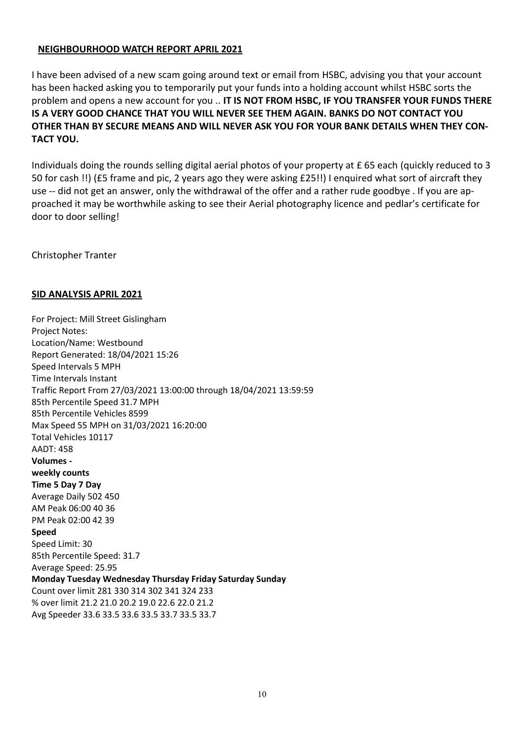## NEIGHBOURHOOD WATCH REPORT APRIL 2021

I have been advised of a new scam going around text or email from HSBC, advising you that your account has been hacked asking you to temporarily put your funds into a holding account whilst HSBC sorts the problem and opens a new account for you .. **IT IS NOT FROM HSBC, IF YOU TRANSFER YOUR FUNDS THERE IS A VERY GOOD CHANCE THAT YOU WILL NEVER SEE THEM AGAIN. BANKS DO NOT CONTACT YOU OTHER THAN BY SECURE MEANS AND WILL NEVER ASK YOU FOR YOUR BANK DETAILS WHEN THEY CONTACT YOU.**

Individuals doing the rounds selling digital aerial photos of your property at £ 65 each (quickly reduced to 3 50 for cash !!) (£5 frame and pic, 2 years ago they were asking £25!!) I enquired what sort of aircraft they use -- did not get an answer, only the withdrawal of the offer and a rather rude goodbye . If you are approached it may be worthwhile asking to see their Aerial photography licence and pedlar's certificate for door to door selling!

Christopher Tranter

## SID ANALYSIS APRIL 2021

For Project: Mill Street Gislingham
Project Notes:
Location/Name: Westbound
Report Generated: 18/04/2021 15:26
Speed Intervals 5 MPH
Time Intervals Instant
Traffic Report From 27/03/2021 13:00:00 through 18/04/2021 13:59:59
85th Percentile Speed 31.7 MPH
85th Percentile Vehicles 8599
Max Speed 55 MPH on 31/03/2021 16:20:00
Total Vehicles 10117
AADT: 458

**Volumes - weekly counts**

| Time | 5 Day | 7 Day |
|---|---|---|
| Average Daily | 502 | 450 |
| AM Peak 06:00 | 40 | 36 |
| PM Peak 02:00 | 42 | 39 |

**Speed**

Speed Limit: 30
85th Percentile Speed: 31.7
Average Speed: 25.95

| | Monday | Tuesday | Wednesday | Thursday | Friday | Saturday | Sunday |
|---|---|---|---|---|---|---|---|
| Count over limit | 281 | 330 | 314 | 302 | 341 | 324 | 233 |
| % over limit | 21.2 | 21.0 | 20.2 | 19.0 | 22.6 | 22.0 | 21.2 |
| Avg Speeder | 33.6 | 33.5 | 33.6 | 33.5 | 33.7 | 33.5 | 33.7 |